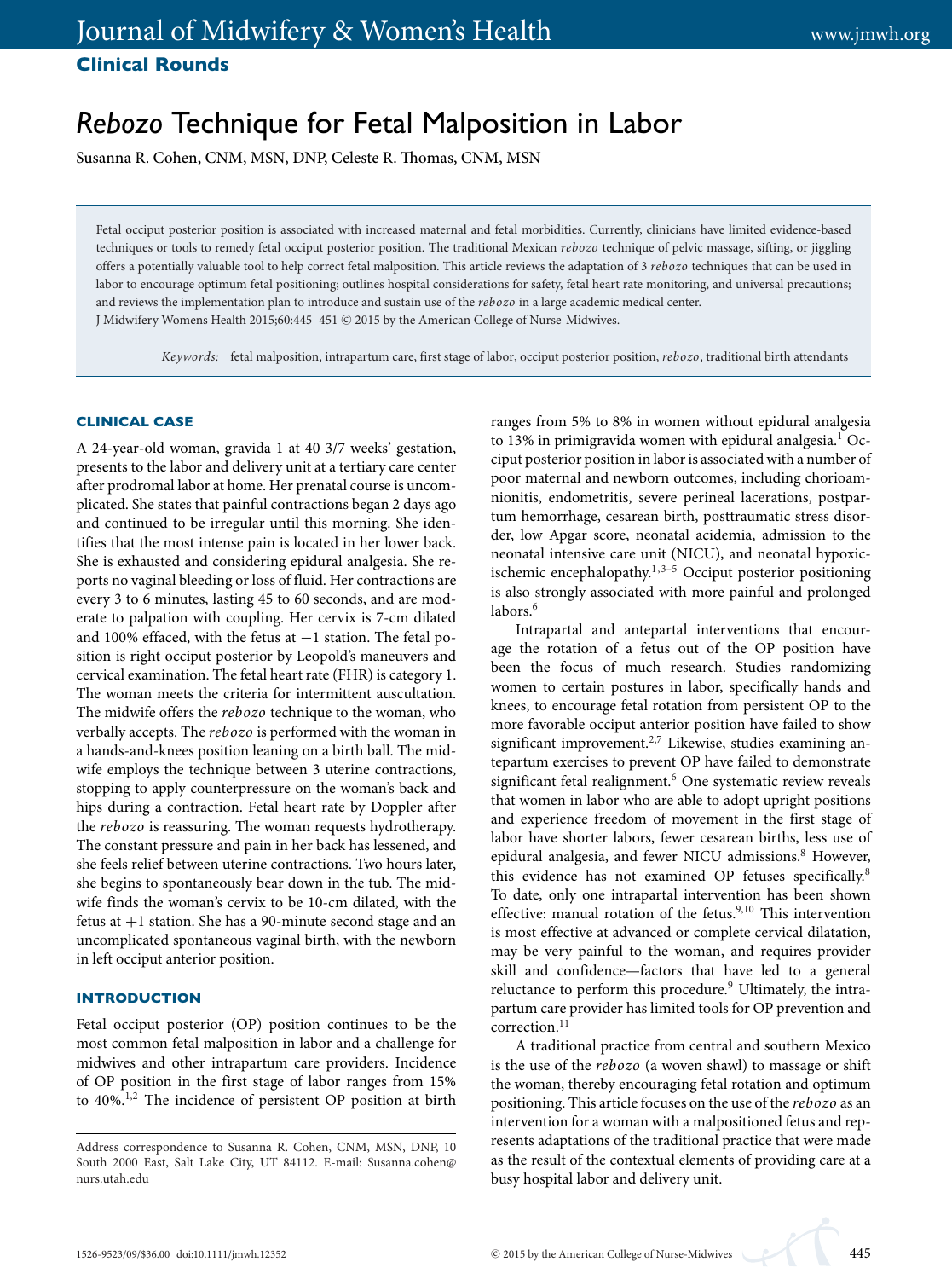**Clinical Rounds**

# *Rebozo* Technique for Fetal Malposition in Labor

Susanna R. Cohen, CNM, MSN, DNP, Celeste R. Thomas, CNM, MSN

Fetal occiput posterior position is associated with increased maternal and fetal morbidities. Currently, clinicians have limited evidence-based techniques or tools to remedy fetal occiput posterior position. The traditional Mexican *rebozo* technique of pelvic massage, sifting, or jiggling offers a potentially valuable tool to help correct fetal malposition. This article reviews the adaptation of 3 *rebozo* techniques that can be used in labor to encourage optimum fetal positioning; outlines hospital considerations for safety, fetal heart rate monitoring, and universal precautions; and reviews the implementation plan to introduce and sustain use of the *rebozo* in a large academic medical center.

J Midwifery Womens Health 2015;60:445–451 © 2015 by the American College of Nurse-Midwives.

*Keywords:* fetal malposition, intrapartum care, first stage of labor, occiput posterior position, *rebozo*, traditional birth attendants

## CLINICAL CASE

A 24-year-old woman, gravida 1 at 40 3/7 weeks' gestation, presents to the labor and delivery unit at a tertiary care center after prodromal labor at home. Her prenatal course is uncomplicated. She states that painful contractions began 2 days ago and continued to be irregular until this morning. She identifies that the most intense pain is located in her lower back. She is exhausted and considering epidural analgesia. She reports no vaginal bleeding or loss of fluid. Her contractions are every 3 to 6 minutes, lasting 45 to 60 seconds, and are moderate to palpation with coupling. Her cervix is 7-cm dilated and 100% effaced, with the fetus at −1 station. The fetal position is right occiput posterior by Leopold's maneuvers and cervical examination. The fetal heart rate (FHR) is category 1. The woman meets the criteria for intermittent auscultation. The midwife offers the *rebozo* technique to the woman, who verbally accepts. The *rebozo* is performed with the woman in a hands-and-knees position leaning on a birth ball. The midwife employs the technique between 3 uterine contractions, stopping to apply counterpressure on the woman's back and hips during a contraction. Fetal heart rate by Doppler after the *rebozo* is reassuring. The woman requests hydrotherapy. The constant pressure and pain in her back has lessened, and she feels relief between uterine contractions. Two hours later, she begins to spontaneously bear down in the tub. The midwife finds the woman's cervix to be 10-cm dilated, with the fetus at +1 station. She has a 90-minute second stage and an uncomplicated spontaneous vaginal birth, with the newborn in left occiput anterior position.

## INTRODUCTION

Fetal occiput posterior (OP) position continues to be the most common fetal malposition in labor and a challenge for midwives and other intrapartum care providers. Incidence of OP position in the first stage of labor ranges from 15% to 40%.[1,2] The incidence of persistent OP position at birth ranges from 5% to 8% in women without epidural analgesia to 13% in primigravida women with epidural analgesia.[1] Occiput posterior position in labor is associated with a number of poor maternal and newborn outcomes, including chorioamnionitis, endometritis, severe perineal lacerations, postpartum hemorrhage, cesarean birth, posttraumatic stress disorder, low Apgar score, neonatal acidemia, admission to the neonatal intensive care unit (NICU), and neonatal hypoxic-ischemic encephalopathy.[1,3–5] Occiput posterior positioning is also strongly associated with more painful and prolonged labors.[6]

Intrapartal and antepartal interventions that encourage the rotation of a fetus out of the OP position have been the focus of much research. Studies randomizing women to certain postures in labor, specifically hands and knees, to encourage fetal rotation from persistent OP to the more favorable occiput anterior position have failed to show significant improvement.[2,7] Likewise, studies examining antepartum exercises to prevent OP have failed to demonstrate significant fetal realignment.[6] One systematic review reveals that women in labor who are able to adopt upright positions and experience freedom of movement in the first stage of labor have shorter labors, fewer cesarean births, less use of epidural analgesia, and fewer NICU admissions.[8] However, this evidence has not examined OP fetuses specifically.[8] To date, only one intrapartal intervention has been shown effective: manual rotation of the fetus.[9,10] This intervention is most effective at advanced or complete cervical dilatation, may be very painful to the woman, and requires provider skill and confidence—factors that have led to a general reluctance to perform this procedure.[9] Ultimately, the intrapartum care provider has limited tools for OP prevention and correction.[11]

A traditional practice from central and southern Mexico is the use of the *rebozo* (a woven shawl) to massage or shift the woman, thereby encouraging fetal rotation and optimum positioning. This article focuses on the use of the *rebozo* as an intervention for a woman with a malpositioned fetus and represents adaptations of the traditional practice that were made as the result of the contextual elements of providing care at a busy hospital labor and delivery unit.

Address correspondence to Susanna R. Cohen, CNM, MSN, DNP, 10 South 2000 East, Salt Lake City, UT 84112. E-mail: Susanna.cohen@nurs.utah.edu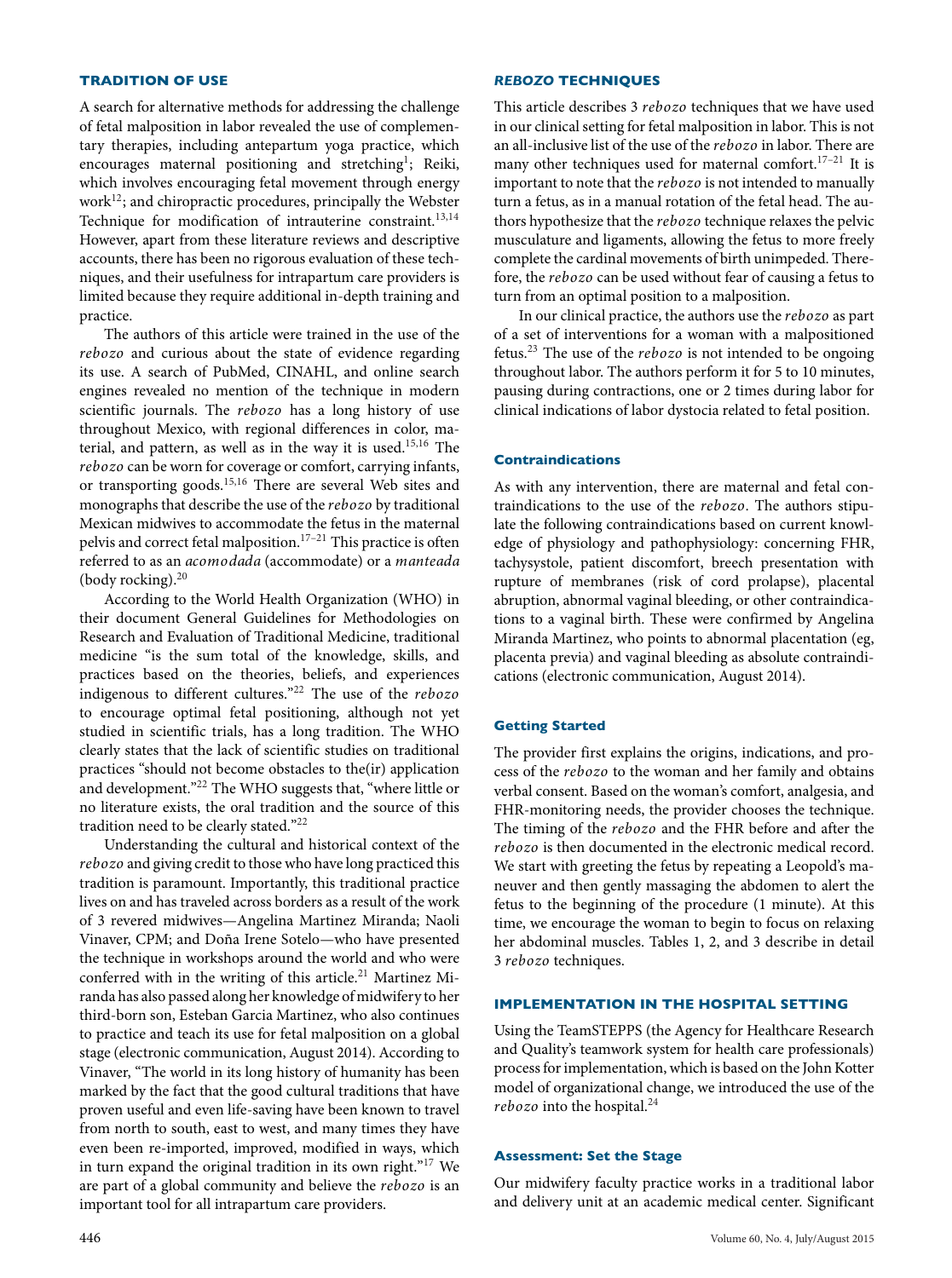## TRADITION OF USE

A search for alternative methods for addressing the challenge of fetal malposition in labor revealed the use of complementary therapies, including antepartum yoga practice, which encourages maternal positioning and stretching[1]; Reiki, which involves encouraging fetal movement through energy work[12]; and chiropractic procedures, principally the Webster Technique for modification of intrauterine constraint.[13,14] However, apart from these literature reviews and descriptive accounts, there has been no rigorous evaluation of these techniques, and their usefulness for intrapartum care providers is limited because they require additional in-depth training and practice.

The authors of this article were trained in the use of the *rebozo* and curious about the state of evidence regarding its use. A search of PubMed, CINAHL, and online search engines revealed no mention of the technique in modern scientific journals. The *rebozo* has a long history of use throughout Mexico, with regional differences in color, material, and pattern, as well as in the way it is used.[15,16] The *rebozo* can be worn for coverage or comfort, carrying infants, or transporting goods.[15,16] There are several Web sites and monographs that describe the use of the *rebozo* by traditional Mexican midwives to accommodate the fetus in the maternal pelvis and correct fetal malposition.[17–21] This practice is often referred to as an *acomodada* (accommodate) or a *manteada* (body rocking).[20]

According to the World Health Organization (WHO) in their document General Guidelines for Methodologies on Research and Evaluation of Traditional Medicine, traditional medicine "is the sum total of the knowledge, skills, and practices based on the theories, beliefs, and experiences indigenous to different cultures."[22] The use of the *rebozo* to encourage optimal fetal positioning, although not yet studied in scientific trials, has a long tradition. The WHO clearly states that the lack of scientific studies on traditional practices "should not become obstacles to the(ir) application and development."[22] The WHO suggests that, "where little or no literature exists, the oral tradition and the source of this tradition need to be clearly stated."[22]

Understanding the cultural and historical context of the *rebozo* and giving credit to those who have long practiced this tradition is paramount. Importantly, this traditional practice lives on and has traveled across borders as a result of the work of 3 revered midwives—Angelina Martinez Miranda; Naoli Vinaver, CPM; and Doña Irene Sotelo—who have presented the technique in workshops around the world and who were conferred with in the writing of this article.[21] Martinez Miranda has also passed along her knowledge of midwifery to her third-born son, Esteban Garcia Martinez, who also continues to practice and teach its use for fetal malposition on a global stage (electronic communication, August 2014). According to Vinaver, "The world in its long history of humanity has been marked by the fact that the good cultural traditions that have proven useful and even life-saving have been known to travel from north to south, east to west, and many times they have even been re-imported, improved, modified in ways, which in turn expand the original tradition in its own right."[17] We are part of a global community and believe the *rebozo* is an important tool for all intrapartum care providers.

## *REBOZO* TECHNIQUES

This article describes 3 *rebozo* techniques that we have used in our clinical setting for fetal malposition in labor. This is not an all-inclusive list of the use of the *rebozo* in labor. There are many other techniques used for maternal comfort.[17–21] It is important to note that the *rebozo* is not intended to manually turn a fetus, as in a manual rotation of the fetal head. The authors hypothesize that the *rebozo* technique relaxes the pelvic musculature and ligaments, allowing the fetus to more freely complete the cardinal movements of birth unimpeded. Therefore, the *rebozo* can be used without fear of causing a fetus to turn from an optimal position to a malposition.

In our clinical practice, the authors use the *rebozo* as part of a set of interventions for a woman with a malpositioned fetus.[23] The use of the *rebozo* is not intended to be ongoing throughout labor. The authors perform it for 5 to 10 minutes, pausing during contractions, one or 2 times during labor for clinical indications of labor dystocia related to fetal position.

### Contraindications

As with any intervention, there are maternal and fetal contraindications to the use of the *rebozo*. The authors stipulate the following contraindications based on current knowledge of physiology and pathophysiology: concerning FHR, tachysystole, patient discomfort, breech presentation with rupture of membranes (risk of cord prolapse), placental abruption, abnormal vaginal bleeding, or other contraindications to a vaginal birth. These were confirmed by Angelina Miranda Martinez, who points to abnormal placentation (eg, placenta previa) and vaginal bleeding as absolute contraindications (electronic communication, August 2014).

### Getting Started

The provider first explains the origins, indications, and process of the *rebozo* to the woman and her family and obtains verbal consent. Based on the woman's comfort, analgesia, and FHR-monitoring needs, the provider chooses the technique. The timing of the *rebozo* and the FHR before and after the *rebozo* is then documented in the electronic medical record. We start with greeting the fetus by repeating a Leopold's maneuver and then gently massaging the abdomen to alert the fetus to the beginning of the procedure (1 minute). At this time, we encourage the woman to begin to focus on relaxing her abdominal muscles. Tables 1, 2, and 3 describe in detail 3 *rebozo* techniques.

## IMPLEMENTATION IN THE HOSPITAL SETTING

Using the TeamSTEPPS (the Agency for Healthcare Research and Quality's teamwork system for health care professionals) process for implementation, which is based on the John Kotter model of organizational change, we introduced the use of the *rebozo* into the hospital.[24]

### Assessment: Set the Stage

Our midwifery faculty practice works in a traditional labor and delivery unit at an academic medical center. Significant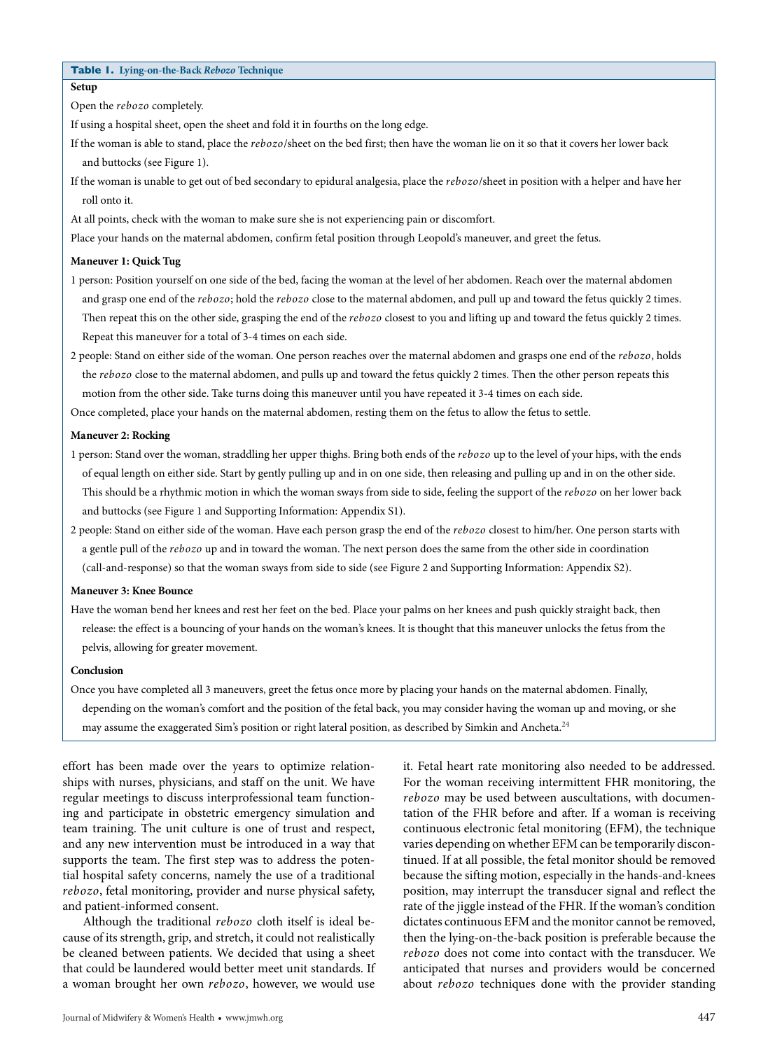**Table 1. Lying-on-the-Back *Rebozo* Technique**

**Setup**

Open the *rebozo* completely.

If using a hospital sheet, open the sheet and fold it in fourths on the long edge.

If the woman is able to stand, place the *rebozo*/sheet on the bed first; then have the woman lie on it so that it covers her lower back and buttocks (see Figure 1).

If the woman is unable to get out of bed secondary to epidural analgesia, place the *rebozo*/sheet in position with a helper and have her roll onto it.

At all points, check with the woman to make sure she is not experiencing pain or discomfort.

Place your hands on the maternal abdomen, confirm fetal position through Leopold's maneuver, and greet the fetus.

**Maneuver 1: Quick Tug**

1 person: Position yourself on one side of the bed, facing the woman at the level of her abdomen. Reach over the maternal abdomen and grasp one end of the *rebozo*; hold the *rebozo* close to the maternal abdomen, and pull up and toward the fetus quickly 2 times. Then repeat this on the other side, grasping the end of the *rebozo* closest to you and lifting up and toward the fetus quickly 2 times. Repeat this maneuver for a total of 3-4 times on each side.

2 people: Stand on either side of the woman. One person reaches over the maternal abdomen and grasps one end of the *rebozo*, holds the *rebozo* close to the maternal abdomen, and pulls up and toward the fetus quickly 2 times. Then the other person repeats this motion from the other side. Take turns doing this maneuver until you have repeated it 3-4 times on each side.

Once completed, place your hands on the maternal abdomen, resting them on the fetus to allow the fetus to settle.

**Maneuver 2: Rocking**

1 person: Stand over the woman, straddling her upper thighs. Bring both ends of the *rebozo* up to the level of your hips, with the ends of equal length on either side. Start by gently pulling up and in on one side, then releasing and pulling up and in on the other side. This should be a rhythmic motion in which the woman sways from side to side, feeling the support of the *rebozo* on her lower back and buttocks (see Figure 1 and Supporting Information: Appendix S1).

2 people: Stand on either side of the woman. Have each person grasp the end of the *rebozo* closest to him/her. One person starts with a gentle pull of the *rebozo* up and in toward the woman. The next person does the same from the other side in coordination (call-and-response) so that the woman sways from side to side (see Figure 2 and Supporting Information: Appendix S2).

**Maneuver 3: Knee Bounce**

Have the woman bend her knees and rest her feet on the bed. Place your palms on her knees and push quickly straight back, then release: the effect is a bouncing of your hands on the woman's knees. It is thought that this maneuver unlocks the fetus from the pelvis, allowing for greater movement.

**Conclusion**

Once you have completed all 3 maneuvers, greet the fetus once more by placing your hands on the maternal abdomen. Finally, depending on the woman's comfort and the position of the fetal back, you may consider having the woman up and moving, or she may assume the exaggerated Sim's position or right lateral position, as described by Simkin and Ancheta.[24]

effort has been made over the years to optimize relationships with nurses, physicians, and staff on the unit. We have regular meetings to discuss interprofessional team functioning and participate in obstetric emergency simulation and team training. The unit culture is one of trust and respect, and any new intervention must be introduced in a way that supports the team. The first step was to address the potential hospital safety concerns, namely the use of a traditional *rebozo*, fetal monitoring, provider and nurse physical safety, and patient-informed consent.

Although the traditional *rebozo* cloth itself is ideal because of its strength, grip, and stretch, it could not realistically be cleaned between patients. We decided that using a sheet that could be laundered would better meet unit standards. If a woman brought her own *rebozo*, however, we would use it. Fetal heart rate monitoring also needed to be addressed. For the woman receiving intermittent FHR monitoring, the *rebozo* may be used between auscultations, with documentation of the FHR before and after. If a woman is receiving continuous electronic fetal monitoring (EFM), the technique varies depending on whether EFM can be temporarily discontinued. If at all possible, the fetal monitor should be removed because the sifting motion, especially in the hands-and-knees position, may interrupt the transducer signal and reflect the rate of the jiggle instead of the FHR. If the woman's condition dictates continuous EFM and the monitor cannot be removed, then the lying-on-the-back position is preferable because the *rebozo* does not come into contact with the transducer. We anticipated that nurses and providers would be concerned about *rebozo* techniques done with the provider standing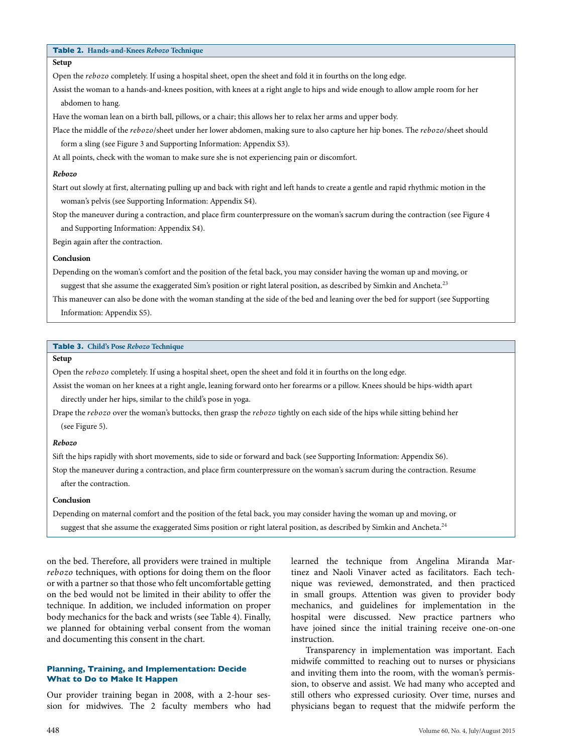**Table 2. Hands-and-Knees *Rebozo* Technique**

**Setup**

Open the *rebozo* completely. If using a hospital sheet, open the sheet and fold it in fourths on the long edge.

Assist the woman to a hands-and-knees position, with knees at a right angle to hips and wide enough to allow ample room for her abdomen to hang.

Have the woman lean on a birth ball, pillows, or a chair; this allows her to relax her arms and upper body.

Place the middle of the *rebozo*/sheet under her lower abdomen, making sure to also capture her hip bones. The *rebozo*/sheet should form a sling (see Figure 3 and Supporting Information: Appendix S3).

At all points, check with the woman to make sure she is not experiencing pain or discomfort.

***Rebozo***

Start out slowly at first, alternating pulling up and back with right and left hands to create a gentle and rapid rhythmic motion in the woman's pelvis (see Supporting Information: Appendix S4).

Stop the maneuver during a contraction, and place firm counterpressure on the woman's sacrum during the contraction (see Figure 4 and Supporting Information: Appendix S4).

Begin again after the contraction.

**Conclusion**

Depending on the woman's comfort and the position of the fetal back, you may consider having the woman up and moving, or suggest that she assume the exaggerated Sim's position or right lateral position, as described by Simkin and Ancheta.[23]

This maneuver can also be done with the woman standing at the side of the bed and leaning over the bed for support (see Supporting Information: Appendix S5).

**Table 3. Child's Pose *Rebozo* Technique**

**Setup**

Open the *rebozo* completely. If using a hospital sheet, open the sheet and fold it in fourths on the long edge.

Assist the woman on her knees at a right angle, leaning forward onto her forearms or a pillow. Knees should be hips-width apart directly under her hips, similar to the child's pose in yoga.

Drape the *rebozo* over the woman's buttocks, then grasp the *rebozo* tightly on each side of the hips while sitting behind her (see Figure 5).

***Rebozo***

Sift the hips rapidly with short movements, side to side or forward and back (see Supporting Information: Appendix S6).

Stop the maneuver during a contraction, and place firm counterpressure on the woman's sacrum during the contraction. Resume after the contraction.

**Conclusion**

Depending on maternal comfort and the position of the fetal back, you may consider having the woman up and moving, or suggest that she assume the exaggerated Sims position or right lateral position, as described by Simkin and Ancheta.[24]

on the bed. Therefore, all providers were trained in multiple *rebozo* techniques, with options for doing them on the floor or with a partner so that those who felt uncomfortable getting on the bed would not be limited in their ability to offer the technique. In addition, we included information on proper body mechanics for the back and wrists (see Table 4). Finally, we planned for obtaining verbal consent from the woman and documenting this consent in the chart.

### Planning, Training, and Implementation: Decide What to Do to Make It Happen

Our provider training began in 2008, with a 2-hour session for midwives. The 2 faculty members who had learned the technique from Angelina Miranda Martinez and Naoli Vinaver acted as facilitators. Each technique was reviewed, demonstrated, and then practiced in small groups. Attention was given to provider body mechanics, and guidelines for implementation in the hospital were discussed. New practice partners who have joined since the initial training receive one-on-one instruction.

Transparency in implementation was important. Each midwife committed to reaching out to nurses or physicians and inviting them into the room, with the woman's permission, to observe and assist. We had many who accepted and still others who expressed curiosity. Over time, nurses and physicians began to request that the midwife perform the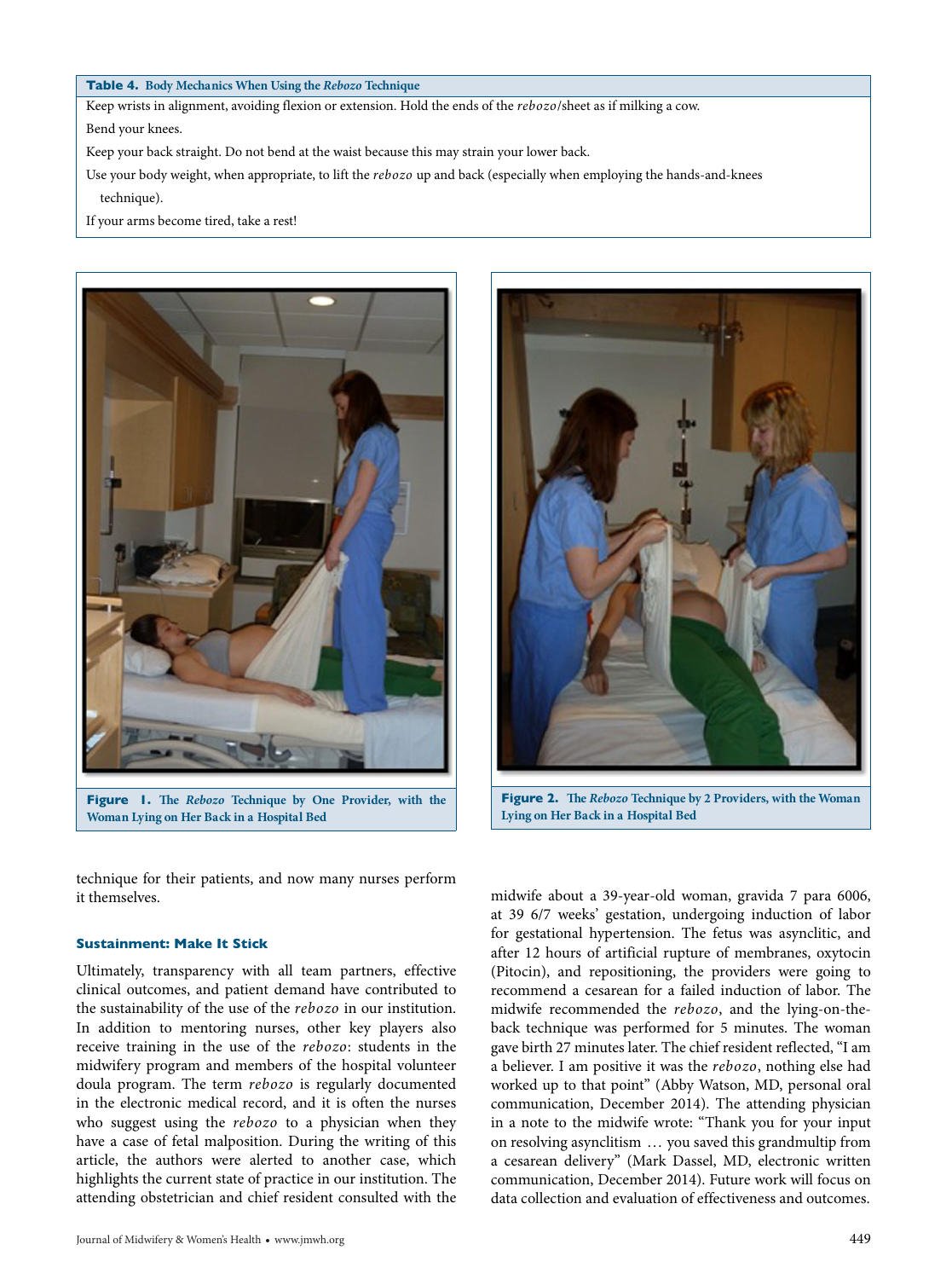**Table 4. Body Mechanics When Using the *Rebozo* Technique**

| Body Mechanics When Using the *Rebozo* Technique |
|---|
| Keep wrists in alignment, avoiding flexion or extension. Hold the ends of the *rebozo*/sheet as if milking a cow. |
| Bend your knees. |
| Keep your back straight. Do not bend at the waist because this may strain your lower back. |
| Use your body weight, when appropriate, to lift the *rebozo* up and back (especially when employing the hands-and-knees technique). |
| If your arms become tired, take a rest! |

**Figure 1.** The *Rebozo* Technique by One Provider, with the Woman Lying on Her Back in a Hospital Bed

**Figure 2.** The *Rebozo* Technique by 2 Providers, with the Woman Lying on Her Back in a Hospital Bed

technique for their patients, and now many nurses perform it themselves.

### Sustainment: Make It Stick

Ultimately, transparency with all team partners, effective clinical outcomes, and patient demand have contributed to the sustainability of the use of the *rebozo* in our institution. In addition to mentoring nurses, other key players also receive training in the use of the *rebozo*: students in the midwifery program and members of the hospital volunteer doula program. The term *rebozo* is regularly documented in the electronic medical record, and it is often the nurses who suggest using the *rebozo* to a physician when they have a case of fetal malposition. During the writing of this article, the authors were alerted to another case, which highlights the current state of practice in our institution. The attending obstetrician and chief resident consulted with the midwife about a 39-year-old woman, gravida 7 para 6006, at 39 6/7 weeks' gestation, undergoing induction of labor for gestational hypertension. The fetus was asynclitic, and after 12 hours of artificial rupture of membranes, oxytocin (Pitocin), and repositioning, the providers were going to recommend a cesarean for a failed induction of labor. The midwife recommended the *rebozo*, and the lying-on-the-back technique was performed for 5 minutes. The woman gave birth 27 minutes later. The chief resident reflected, "I am a believer. I am positive it was the *rebozo*, nothing else had worked up to that point" (Abby Watson, MD, personal oral communication, December 2014). The attending physician in a note to the midwife wrote: "Thank you for your input on resolving asynclitism … you saved this grandmultip from a cesarean delivery" (Mark Dassel, MD, electronic written communication, December 2014). Future work will focus on data collection and evaluation of effectiveness and outcomes.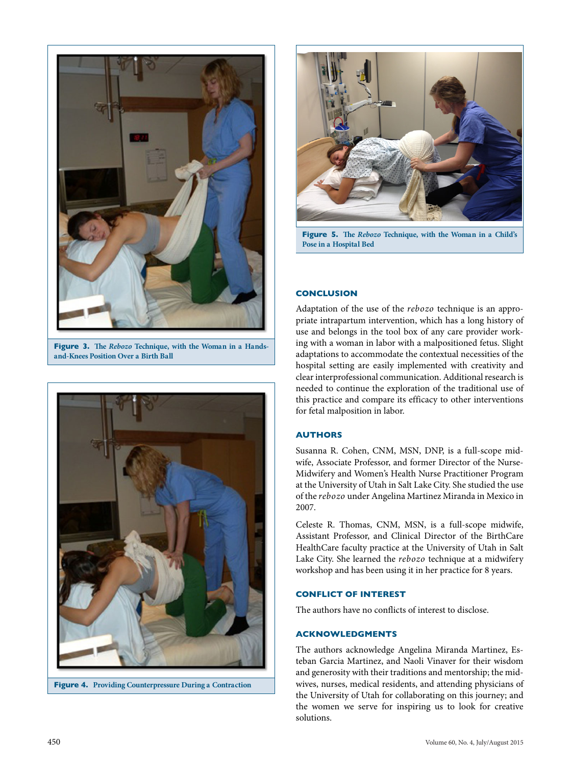Figure 3. The *Rebozo* Technique, with the Woman in a Hands-and-Knees Position Over a Birth Ball

Figure 4. Providing Counterpressure During a Contraction

Figure 5. The *Rebozo* Technique, with the Woman in a Child's Pose in a Hospital Bed

## CONCLUSION

Adaptation of the use of the *rebozo* technique is an appropriate intrapartum intervention, which has a long history of use and belongs in the tool box of any care provider working with a woman in labor with a malpositioned fetus. Slight adaptations to accommodate the contextual necessities of the hospital setting are easily implemented with creativity and clear interprofessional communication. Additional research is needed to continue the exploration of the traditional use of this practice and compare its efficacy to other interventions for fetal malposition in labor.

## AUTHORS

Susanna R. Cohen, CNM, MSN, DNP, is a full-scope midwife, Associate Professor, and former Director of the Nurse-Midwifery and Women's Health Nurse Practitioner Program at the University of Utah in Salt Lake City. She studied the use of the *rebozo* under Angelina Martinez Miranda in Mexico in 2007.

Celeste R. Thomas, CNM, MSN, is a full-scope midwife, Assistant Professor, and Clinical Director of the BirthCare HealthCare faculty practice at the University of Utah in Salt Lake City. She learned the *rebozo* technique at a midwifery workshop and has been using it in her practice for 8 years.

## CONFLICT OF INTEREST

The authors have no conflicts of interest to disclose.

## ACKNOWLEDGMENTS

The authors acknowledge Angelina Miranda Martinez, Esteban Garcia Martinez, and Naoli Vinaver for their wisdom and generosity with their traditions and mentorship; the midwives, nurses, medical residents, and attending physicians of the University of Utah for collaborating on this journey; and the women we serve for inspiring us to look for creative solutions.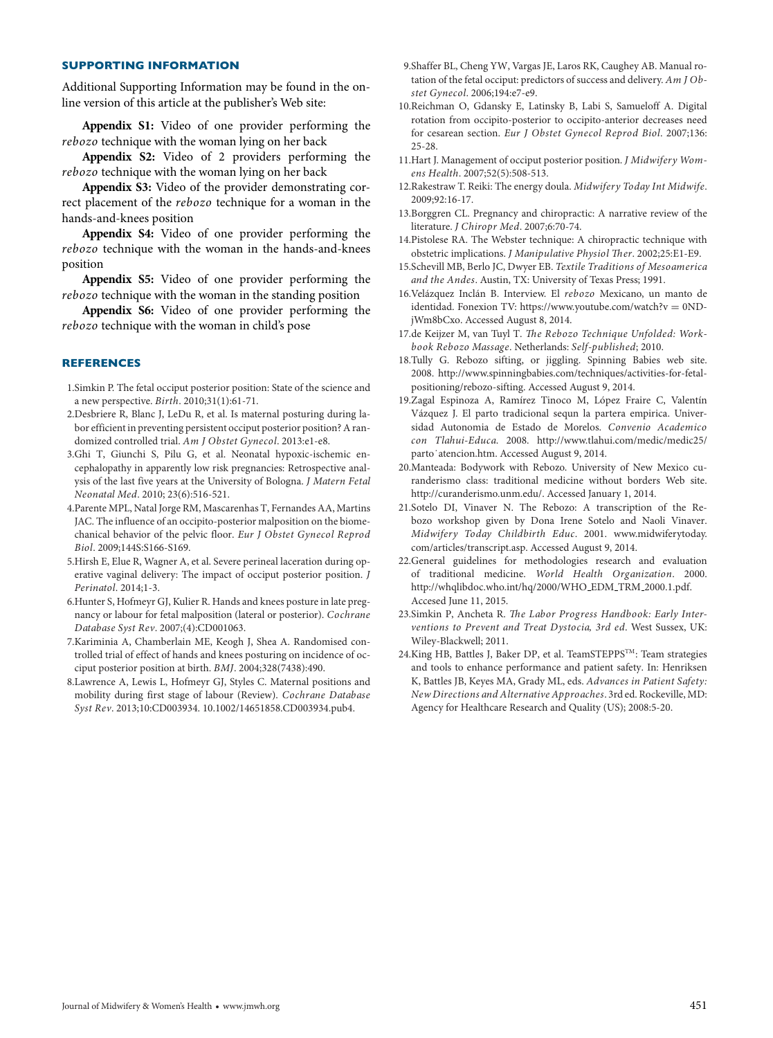## SUPPORTING INFORMATION

Additional Supporting Information may be found in the online version of this article at the publisher's Web site:

**Appendix S1:** Video of one provider performing the *rebozo* technique with the woman lying on her back

**Appendix S2:** Video of 2 providers performing the *rebozo* technique with the woman lying on her back

**Appendix S3:** Video of the provider demonstrating correct placement of the *rebozo* technique for a woman in the hands-and-knees position

**Appendix S4:** Video of one provider performing the *rebozo* technique with the woman in the hands-and-knees position

**Appendix S5:** Video of one provider performing the *rebozo* technique with the woman in the standing position

**Appendix S6:** Video of one provider performing the *rebozo* technique with the woman in child's pose

## REFERENCES

1. Simkin P. The fetal occiput posterior position: State of the science and a new perspective. *Birth*. 2010;31(1):61-71.
2. Desbriere R, Blanc J, LeDu R, et al. Is maternal posturing during labor efficient in preventing persistent occiput posterior position? A randomized controlled trial. *Am J Obstet Gynecol*. 2013:e1-e8.
3. Ghi T, Giunchi S, Pilu G, et al. Neonatal hypoxic-ischemic encephalopathy in apparently low risk pregnancies: Retrospective analysis of the last five years at the University of Bologna. *J Matern Fetal Neonatal Med*. 2010; 23(6):516-521.
4. Parente MPL, Natal Jorge RM, Mascarenhas T, Fernandes AA, Martins JAC. The influence of an occipito-posterior malposition on the biomechanical behavior of the pelvic floor. *Eur J Obstet Gynecol Reprod Biol*. 2009;144S:S166-S169.
5. Hirsh E, Elue R, Wagner A, et al. Severe perineal laceration during operative vaginal delivery: The impact of occiput posterior position. *J Perinatol*. 2014;1-3.
6. Hunter S, Hofmeyr GJ, Kulier R. Hands and knees posture in late pregnancy or labour for fetal malposition (lateral or posterior). *Cochrane Database Syst Rev*. 2007;(4):CD001063.
7. Kariminia A, Chamberlain ME, Keogh J, Shea A. Randomised controlled trial of effect of hands and knees posturing on incidence of occiput posterior position at birth. *BMJ*. 2004;328(7438):490.
8. Lawrence A, Lewis L, Hofmeyr GJ, Styles C. Maternal positions and mobility during first stage of labour (Review). *Cochrane Database Syst Rev*. 2013;10:CD003934. 10.1002/14651858.CD003934.pub4.
9. Shaffer BL, Cheng YW, Vargas JE, Laros RK, Caughey AB. Manual rotation of the fetal occiput: predictors of success and delivery. *Am J Obstet Gynecol*. 2006;194:e7-e9.
10. Reichman O, Gdansky E, Latinsky B, Labi S, Samueloff A. Digital rotation from occipito-posterior to occipito-anterior decreases need for cesarean section. *Eur J Obstet Gynecol Reprod Biol*. 2007;136: 25-28.
11. Hart J. Management of occiput posterior position. *J Midwifery Womens Health*. 2007;52(5):508-513.
12. Rakestraw T. Reiki: The energy doula. *Midwifery Today Int Midwife*. 2009;92:16-17.
13. Borggren CL. Pregnancy and chiropractic: A narrative review of the literature. *J Chiropr Med*. 2007;6:70-74.
14. Pistolese RA. The Webster technique: A chiropractic technique with obstetric implications. *J Manipulative Physiol Ther*. 2002;25:E1-E9.
15. Schevill MB, Berlo JC, Dwyer EB. *Textile Traditions of Mesoamerica and the Andes*. Austin, TX: University of Texas Press; 1991.
16. Velázquez Inclán B. Interview. El *rebozo* Mexicano, un manto de identidad. Fonexion TV: https://www.youtube.com/watch?v = 0ND-jWm8bCxo. Accessed August 8, 2014.
17. de Keijzer M, van Tuyl T. *The Rebozo Technique Unfolded: Workbook Rebozo Massage*. Netherlands: *Self-published*; 2010.
18. Tully G. Rebozo sifting, or jiggling. Spinning Babies web site. 2008. http://www.spinningbabies.com/techniques/activities-for-fetal-positioning/rebozo-sifting. Accessed August 9, 2014.
19. Zagal Espinoza A, Ramírez Tinoco M, López Fraire C, Valentín Vázquez J. El parto tradicional sequn la partera empirica. Universidad Autonomia de Estado de Morelos. *Convenio Academico con Tlahui-Educa.* 2008. http://www.tlahui.com/medic/medic25/parto˙atencion.htm. Accessed August 9, 2014.
20. Manteada: Bodywork with Rebozo. University of New Mexico curanderismo class: traditional medicine without borders Web site. http://curanderismo.unm.edu/. Accessed January 1, 2014.
21. Sotelo DI, Vinaver N. The Rebozo: A transcription of the Rebozo workshop given by Dona Irene Sotelo and Naoli Vinaver. *Midwifery Today Childbirth Educ*. 2001. www.midwiferytoday.com/articles/transcript.asp. Accessed August 9, 2014.
22. General guidelines for methodologies research and evaluation of traditional medicine. *World Health Organization*. 2000. http://whqlibdoc.who.int/hq/2000/WHO_EDM_TRM_2000.1.pdf. Accesed June 11, 2015.
23. Simkin P, Ancheta R. *The Labor Progress Handbook: Early Interventions to Prevent and Treat Dystocia, 3rd ed*. West Sussex, UK: Wiley-Blackwell; 2011.
24. King HB, Battles J, Baker DP, et al. TeamSTEPPS™: Team strategies and tools to enhance performance and patient safety. In: Henriksen K, Battles JB, Keyes MA, Grady ML, eds. *Advances in Patient Safety: New Directions and Alternative Approaches*. 3rd ed. Rockeville, MD: Agency for Healthcare Research and Quality (US); 2008:5-20.